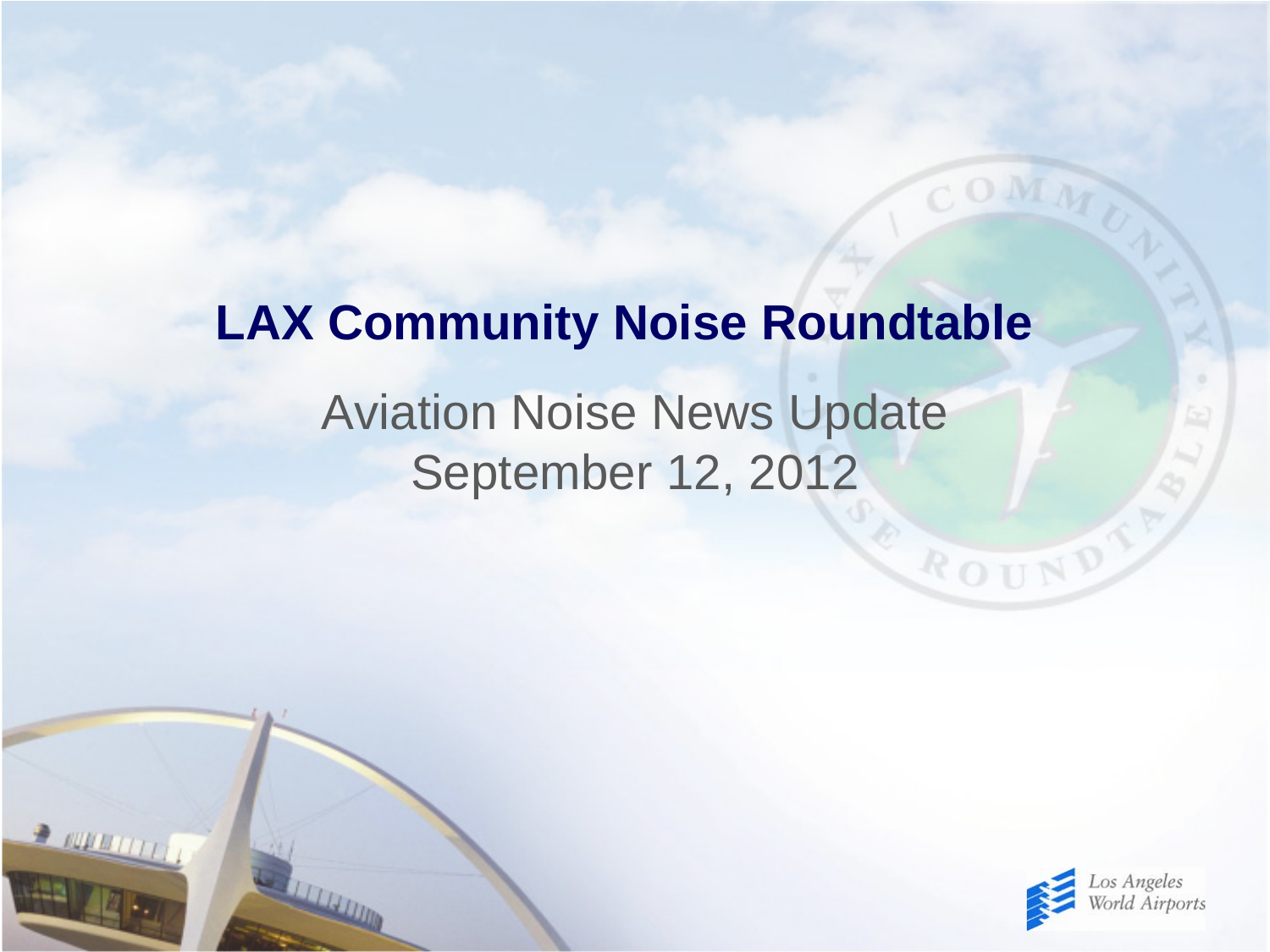# LAX Community Noise Roundtable

Aviation Noise News Update
September 12, 2012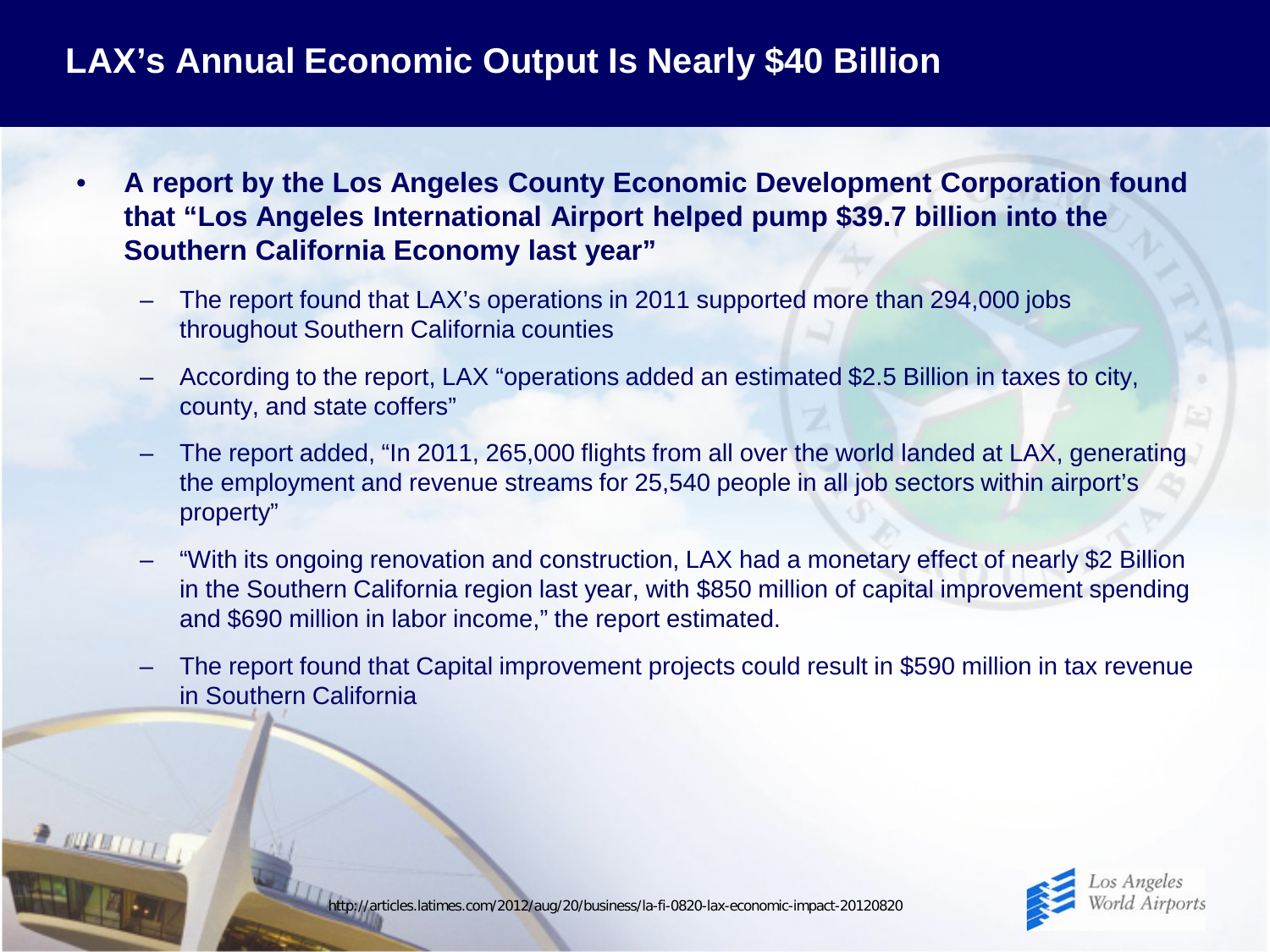# LAX's Annual Economic Output Is Nearly $40 Billion

- **A report by the Los Angeles County Economic Development Corporation found that "Los Angeles International Airport helped pump $39.7 billion into the Southern California Economy last year"**
  - The report found that LAX's operations in 2011 supported more than 294,000 jobs throughout Southern California counties
  - According to the report, LAX "operations added an estimated $2.5 Billion in taxes to city, county, and state coffers"
  - The report added, "In 2011, 265,000 flights from all over the world landed at LAX, generating the employment and revenue streams for 25,540 people in all job sectors within airport's property"
  - "With its ongoing renovation and construction, LAX had a monetary effect of nearly $2 Billion in the Southern California region last year, with $850 million of capital improvement spending and $690 million in labor income," the report estimated.
  - The report found that Capital improvement projects could result in $590 million in tax revenue in Southern California

http://articles.latimes.com/2012/aug/20/business/la-fi-0820-lax-economic-impact-20120820

Los Angeles World Airports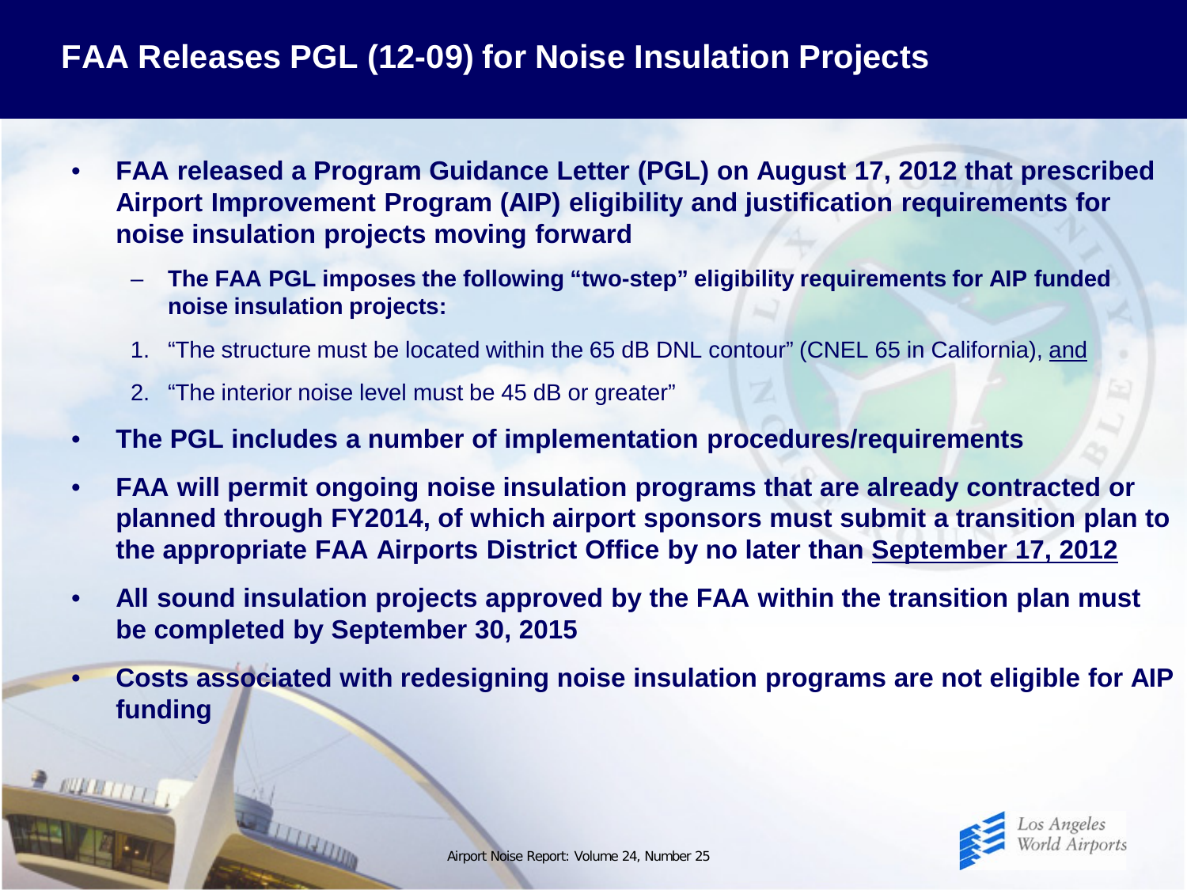# FAA Releases PGL (12-09) for Noise Insulation Projects

- **FAA released a Program Guidance Letter (PGL) on August 17, 2012 that prescribed Airport Improvement Program (AIP) eligibility and justification requirements for noise insulation projects moving forward**
  - **The FAA PGL imposes the following "two-step" eligibility requirements for AIP funded noise insulation projects:**
  1. "The structure must be located within the 65 dB DNL contour" (CNEL 65 in California), and
  2. "The interior noise level must be 45 dB or greater"
- **The PGL includes a number of implementation procedures/requirements**
- **FAA will permit ongoing noise insulation programs that are already contracted or planned through FY2014, of which airport sponsors must submit a transition plan to the appropriate FAA Airports District Office by no later than September 17, 2012**
- **All sound insulation projects approved by the FAA within the transition plan must be completed by September 30, 2015**
- **Costs associated with redesigning noise insulation programs are not eligible for AIP funding**

Airport Noise Report: Volume 24, Number 25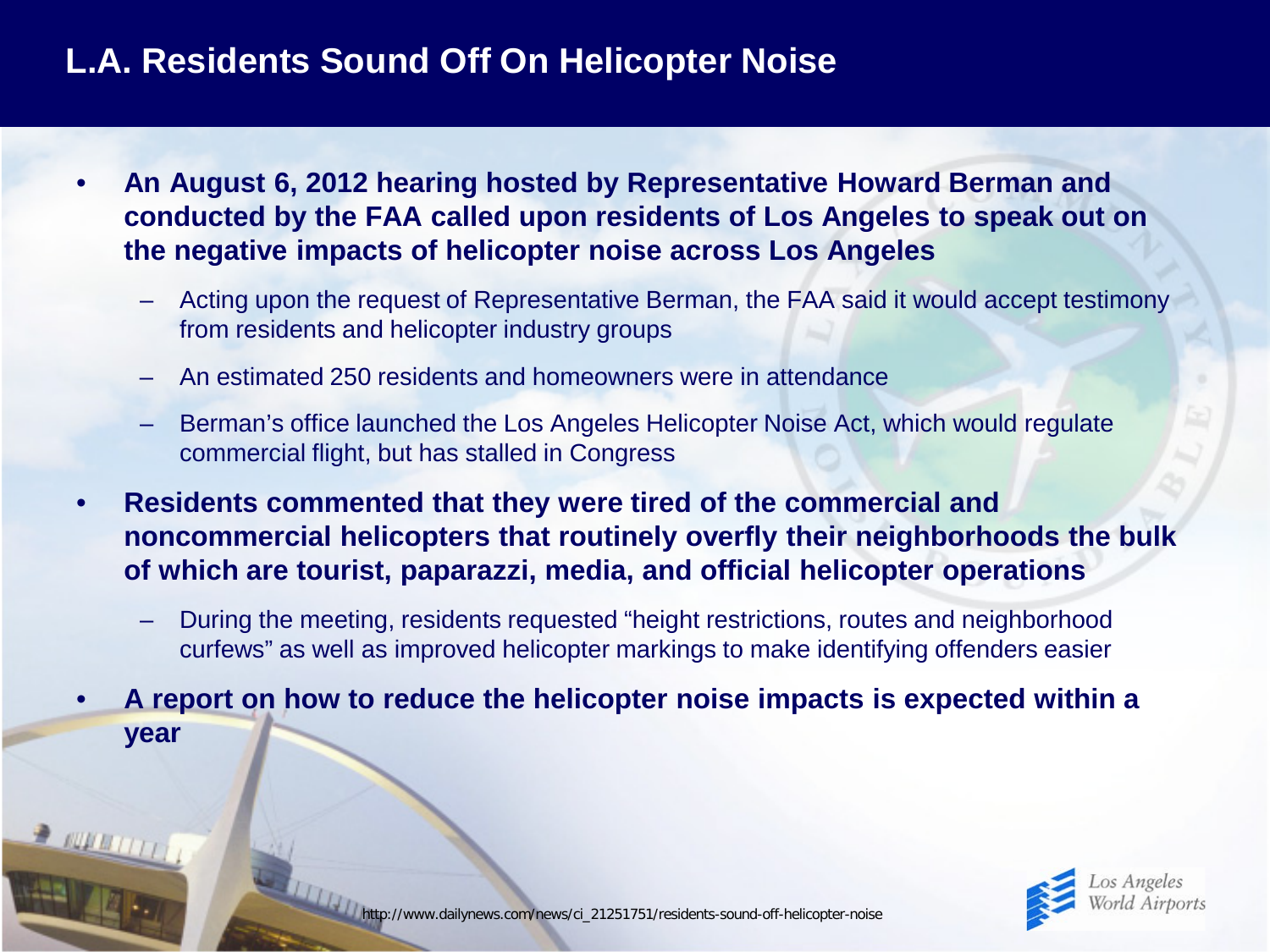# L.A. Residents Sound Off On Helicopter Noise

- **An August 6, 2012 hearing hosted by Representative Howard Berman and conducted by the FAA called upon residents of Los Angeles to speak out on the negative impacts of helicopter noise across Los Angeles**
  - Acting upon the request of Representative Berman, the FAA said it would accept testimony from residents and helicopter industry groups
  - An estimated 250 residents and homeowners were in attendance
  - Berman's office launched the Los Angeles Helicopter Noise Act, which would regulate commercial flight, but has stalled in Congress
- **Residents commented that they were tired of the commercial and noncommercial helicopters that routinely overfly their neighborhoods the bulk of which are tourist, paparazzi, media, and official helicopter operations**
  - During the meeting, residents requested "height restrictions, routes and neighborhood curfews" as well as improved helicopter markings to make identifying offenders easier
- **A report on how to reduce the helicopter noise impacts is expected within a year**

http://www.dailynews.com/news/ci_21251751/residents-sound-off-helicopter-noise

Los Angeles World Airports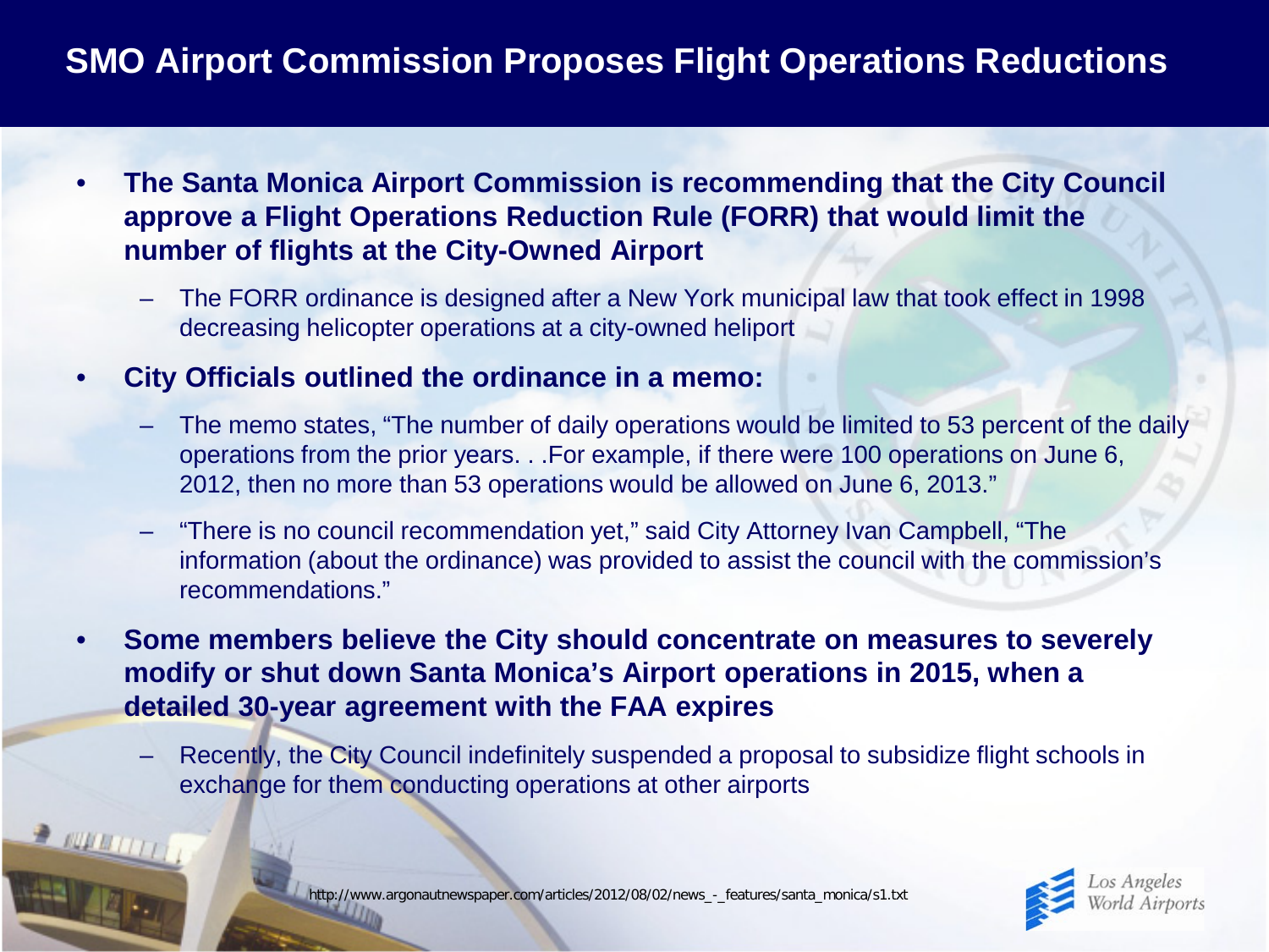# SMO Airport Commission Proposes Flight Operations Reductions

- **The Santa Monica Airport Commission is recommending that the City Council approve a Flight Operations Reduction Rule (FORR) that would limit the number of flights at the City-Owned Airport**
  - The FORR ordinance is designed after a New York municipal law that took effect in 1998 decreasing helicopter operations at a city-owned heliport
- **City Officials outlined the ordinance in a memo:**
  - The memo states, "The number of daily operations would be limited to 53 percent of the daily operations from the prior years. . .For example, if there were 100 operations on June 6, 2012, then no more than 53 operations would be allowed on June 6, 2013."
  - "There is no council recommendation yet," said City Attorney Ivan Campbell, "The information (about the ordinance) was provided to assist the council with the commission's recommendations."
- **Some members believe the City should concentrate on measures to severely modify or shut down Santa Monica's Airport operations in 2015, when a detailed 30-year agreement with the FAA expires**
  - Recently, the City Council indefinitely suspended a proposal to subsidize flight schools in exchange for them conducting operations at other airports

http://www.argonautnewspaper.com/articles/2012/08/02/news_-_features/santa_monica/s1.txt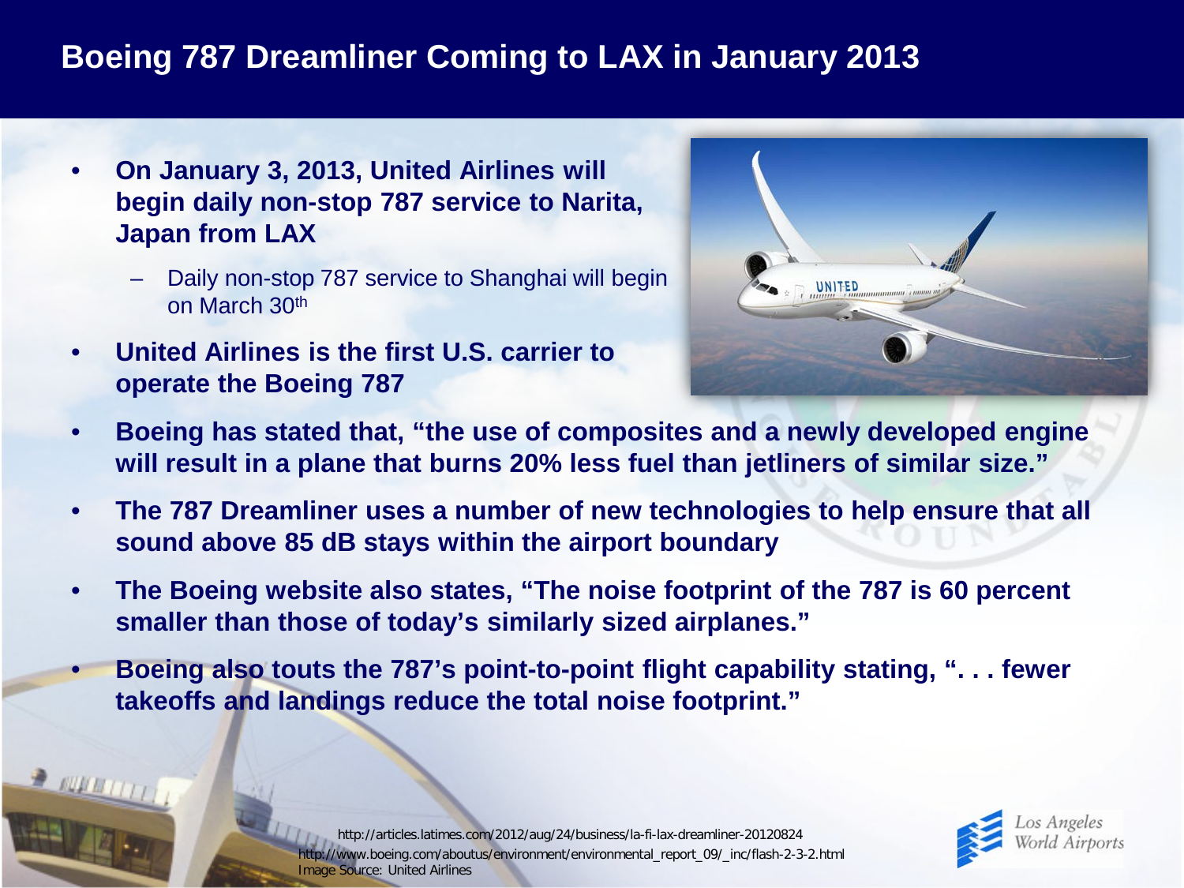# Boeing 787 Dreamliner Coming to LAX in January 2013

- **On January 3, 2013, United Airlines will begin daily non-stop 787 service to Narita, Japan from LAX**
  - Daily non-stop 787 service to Shanghai will begin on March 30th
- **United Airlines is the first U.S. carrier to operate the Boeing 787**
- **Boeing has stated that, "the use of composites and a newly developed engine will result in a plane that burns 20% less fuel than jetliners of similar size."**
- **The 787 Dreamliner uses a number of new technologies to help ensure that all sound above 85 dB stays within the airport boundary**
- **The Boeing website also states, "The noise footprint of the 787 is 60 percent smaller than those of today's similarly sized airplanes."**
- **Boeing also touts the 787's point-to-point flight capability stating, ". . . fewer takeoffs and landings reduce the total noise footprint."**

http://articles.latimes.com/2012/aug/24/business/la-fi-lax-dreamliner-20120824
http://www.boeing.com/aboutus/environment/environmental_report_09/_inc/flash-2-3-2.html
Image Source: United Airlines

Los Angeles World Airports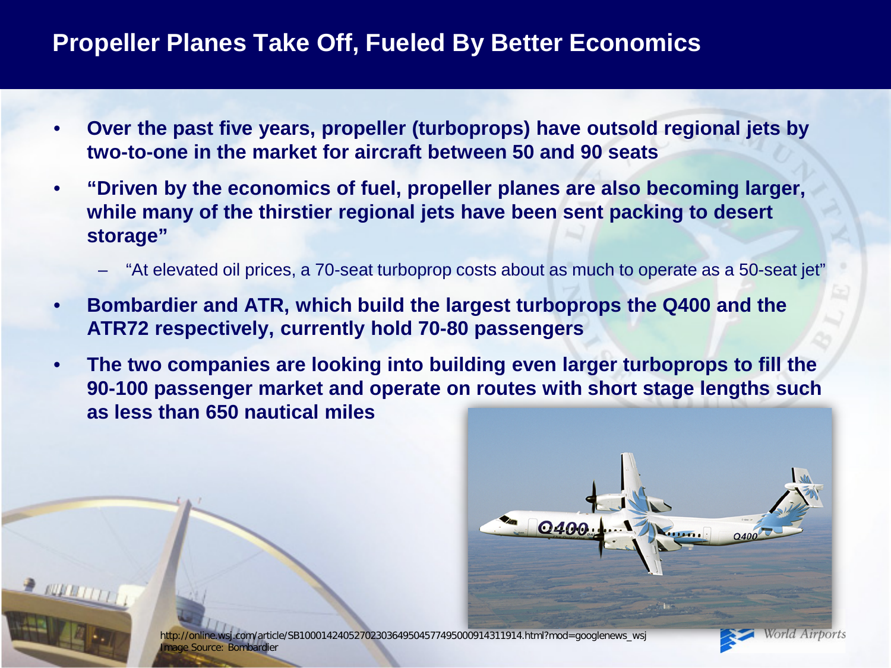# Propeller Planes Take Off, Fueled By Better Economics

- **Over the past five years, propeller (turboprops) have outsold regional jets by two-to-one in the market for aircraft between 50 and 90 seats**
- **"Driven by the economics of fuel, propeller planes are also becoming larger, while many of the thirstier regional jets have been sent packing to desert storage"**
  - "At elevated oil prices, a 70-seat turboprop costs about as much to operate as a 50-seat jet"
- **Bombardier and ATR, which build the largest turboprops the Q400 and the ATR72 respectively, currently hold 70-80 passengers**
- **The two companies are looking into building even larger turboprops to fill the 90-100 passenger market and operate on routes with short stage lengths such as less than 650 nautical miles**

http://online.wsj.com/article/SB10001424052702303649504577495000914311914.html?mod=googlenews_wsj
Image Source: Bombardier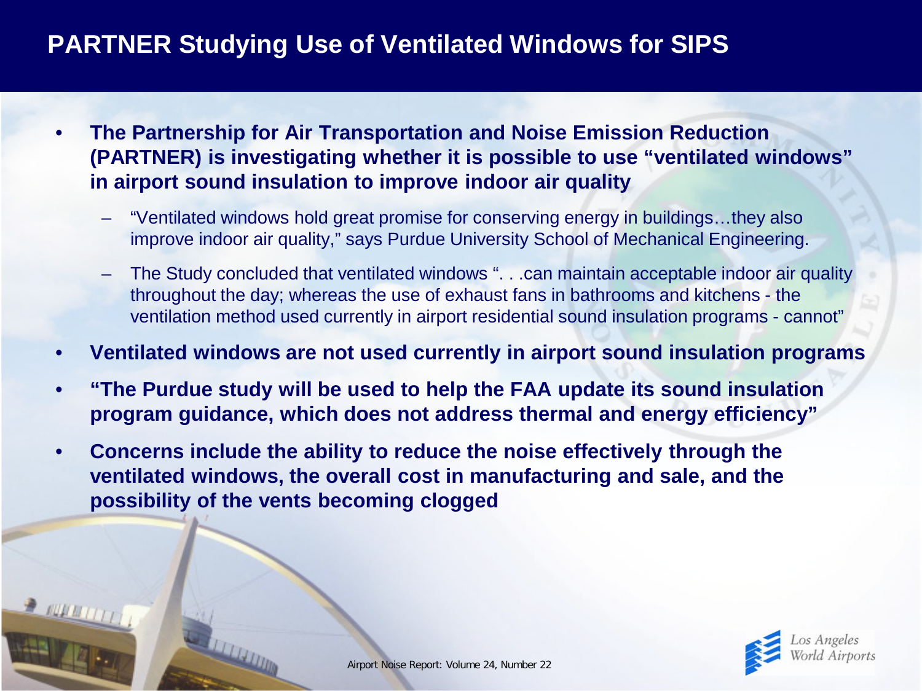# PARTNER Studying Use of Ventilated Windows for SIPS

- **The Partnership for Air Transportation and Noise Emission Reduction (PARTNER) is investigating whether it is possible to use "ventilated windows" in airport sound insulation to improve indoor air quality**
  - "Ventilated windows hold great promise for conserving energy in buildings…they also improve indoor air quality," says Purdue University School of Mechanical Engineering.
  - The Study concluded that ventilated windows ". . .can maintain acceptable indoor air quality throughout the day; whereas the use of exhaust fans in bathrooms and kitchens - the ventilation method used currently in airport residential sound insulation programs - cannot"
- **Ventilated windows are not used currently in airport sound insulation programs**
- **"The Purdue study will be used to help the FAA update its sound insulation program guidance, which does not address thermal and energy efficiency"**
- **Concerns include the ability to reduce the noise effectively through the ventilated windows, the overall cost in manufacturing and sale, and the possibility of the vents becoming clogged**

Airport Noise Report: Volume 24, Number 22

Los Angeles World Airports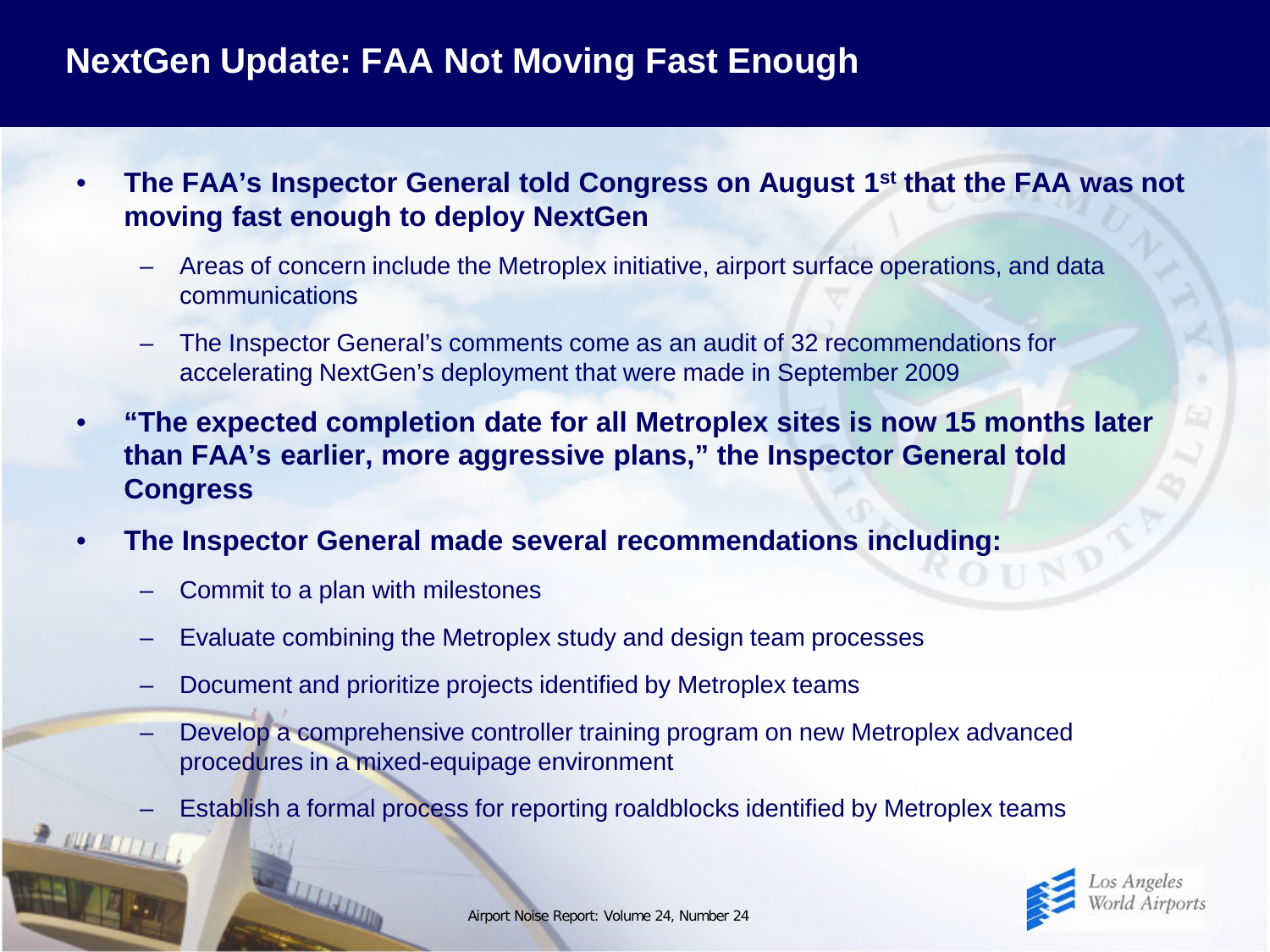# NextGen Update: FAA Not Moving Fast Enough

- **The FAA's Inspector General told Congress on August 1st that the FAA was not moving fast enough to deploy NextGen**
  - Areas of concern include the Metroplex initiative, airport surface operations, and data communications
  - The Inspector General's comments come as an audit of 32 recommendations for accelerating NextGen's deployment that were made in September 2009
- **"The expected completion date for all Metroplex sites is now 15 months later than FAA's earlier, more aggressive plans," the Inspector General told Congress**
- **The Inspector General made several recommendations including:**
  - Commit to a plan with milestones
  - Evaluate combining the Metroplex study and design team processes
  - Document and prioritize projects identified by Metroplex teams
  - Develop a comprehensive controller training program on new Metroplex advanced procedures in a mixed-equipage environment
  - Establish a formal process for reporting roaldblocks identified by Metroplex teams

Airport Noise Report: Volume 24, Number 24

Los Angeles World Airports